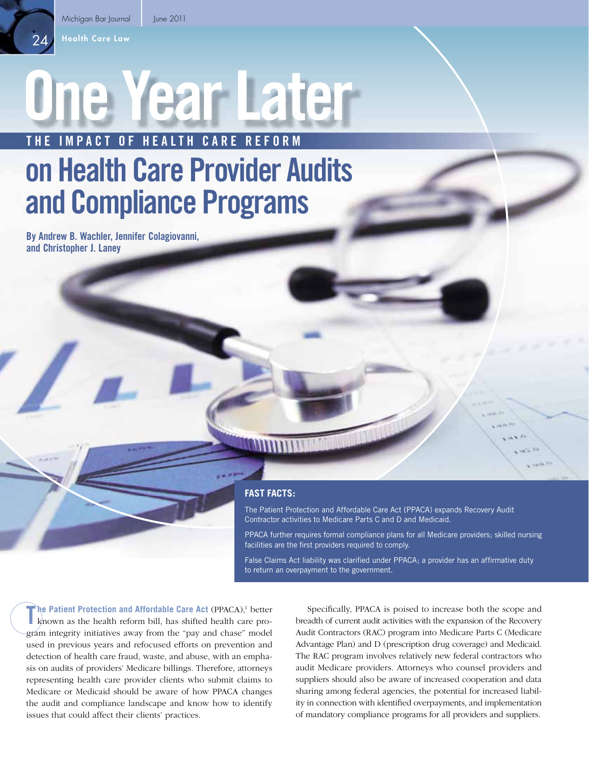# One Year Later

## THE IMPACT OF HEALTH CARE REFORM on Health Care Provider Audits and Compliance Programs

**By Andrew B. Wachler, Jennifer Colagiovanni, and Christopher J. Laney**

**FAST FACTS:**

The Patient Protection and Affordable Care Act (PPACA) expands Recovery Audit Contractor activities to Medicare Parts C and D and Medicaid.

PPACA further requires formal compliance plans for all Medicare providers; skilled nursing facilities are the first providers required to comply.

False Claims Act liability was clarified under PPACA; a provider has an affirmative duty to return an overpayment to the government.

**The Patient Protection and Affordable Care Act** (PPACA),[1] better known as the health reform bill, has shifted health care program integrity initiatives away from the "pay and chase" model used in previous years and refocused efforts on prevention and detection of health care fraud, waste, and abuse, with an emphasis on audits of providers' Medicare billings. Therefore, attorneys representing health care provider clients who submit claims to Medicare or Medicaid should be aware of how PPACA changes the audit and compliance landscape and know how to identify issues that could affect their clients' practices.

Specifically, PPACA is poised to increase both the scope and breadth of current audit activities with the expansion of the Recovery Audit Contractors (RAC) program into Medicare Parts C (Medicare Advantage Plan) and D (prescription drug coverage) and Medicaid. The RAC program involves relatively new federal contractors who audit Medicare providers. Attorneys who counsel providers and suppliers should also be aware of increased cooperation and data sharing among federal agencies, the potential for increased liability in connection with identified overpayments, and implementation of mandatory compliance programs for all providers and suppliers.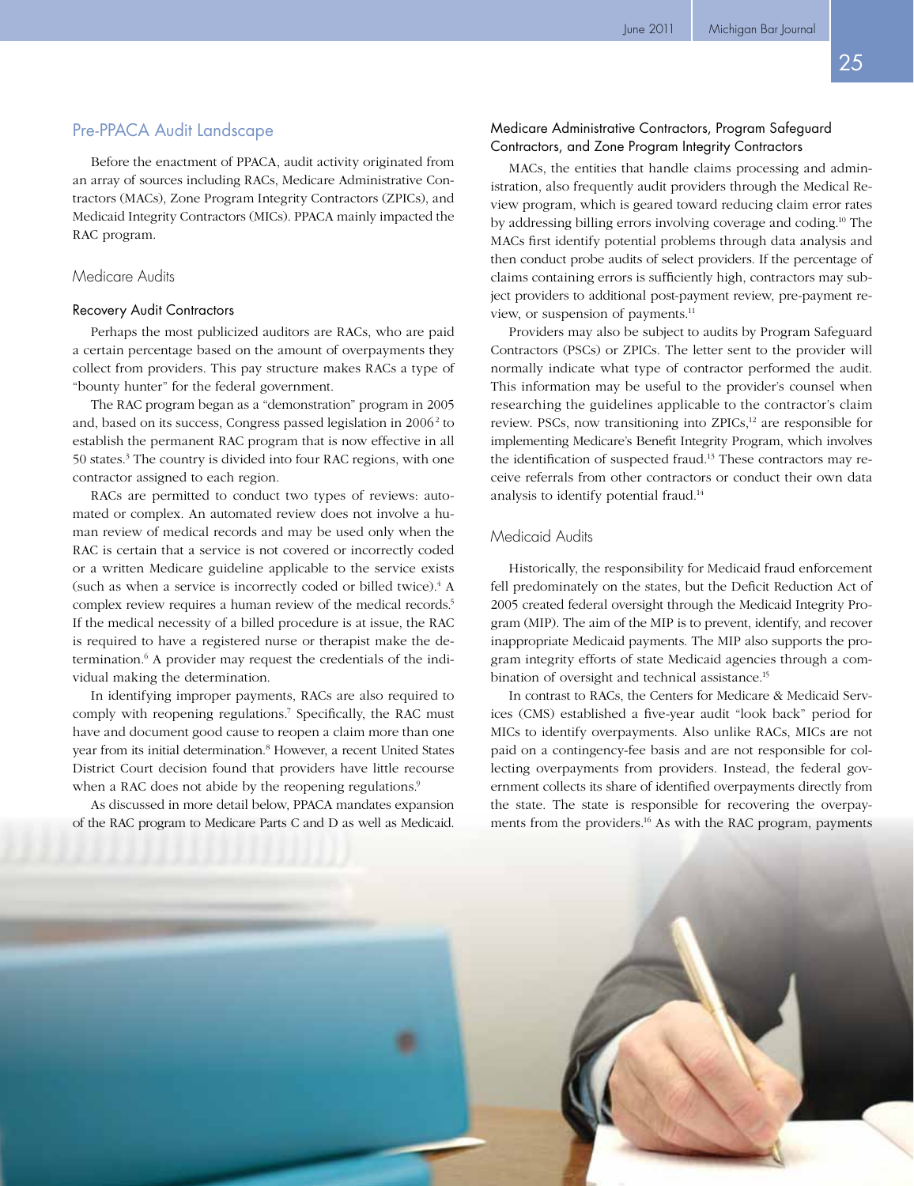## Pre-PPACA Audit Landscape

Before the enactment of PPACA, audit activity originated from an array of sources including RACs, Medicare Administrative Contractors (MACs), Zone Program Integrity Contractors (ZPICs), and Medicaid Integrity Contractors (MICs). PPACA mainly impacted the RAC program.

### Medicare Audits

#### Recovery Audit Contractors

Perhaps the most publicized auditors are RACs, who are paid a certain percentage based on the amount of overpayments they collect from providers. This pay structure makes RACs a type of "bounty hunter" for the federal government.

The RAC program began as a "demonstration" program in 2005 and, based on its success, Congress passed legislation in 2006[2] to establish the permanent RAC program that is now effective in all 50 states.[3] The country is divided into four RAC regions, with one contractor assigned to each region.

RACs are permitted to conduct two types of reviews: automated or complex. An automated review does not involve a human review of medical records and may be used only when the RAC is certain that a service is not covered or incorrectly coded or a written Medicare guideline applicable to the service exists (such as when a service is incorrectly coded or billed twice).[4] A complex review requires a human review of the medical records.[5] If the medical necessity of a billed procedure is at issue, the RAC is required to have a registered nurse or therapist make the determination.[6] A provider may request the credentials of the individual making the determination.

In identifying improper payments, RACs are also required to comply with reopening regulations.[7] Specifically, the RAC must have and document good cause to reopen a claim more than one year from its initial determination.[8] However, a recent United States District Court decision found that providers have little recourse when a RAC does not abide by the reopening regulations.[9]

As discussed in more detail below, PPACA mandates expansion of the RAC program to Medicare Parts C and D as well as Medicaid.

#### Medicare Administrative Contractors, Program Safeguard Contractors, and Zone Program Integrity Contractors

MACs, the entities that handle claims processing and administration, also frequently audit providers through the Medical Review program, which is geared toward reducing claim error rates by addressing billing errors involving coverage and coding.[10] The MACs first identify potential problems through data analysis and then conduct probe audits of select providers. If the percentage of claims containing errors is sufficiently high, contractors may subject providers to additional post-payment review, pre-payment review, or suspension of payments.[11]

Providers may also be subject to audits by Program Safeguard Contractors (PSCs) or ZPICs. The letter sent to the provider will normally indicate what type of contractor performed the audit. This information may be useful to the provider's counsel when researching the guidelines applicable to the contractor's claim review. PSCs, now transitioning into ZPICs,[12] are responsible for implementing Medicare's Benefit Integrity Program, which involves the identification of suspected fraud.[13] These contractors may receive referrals from other contractors or conduct their own data analysis to identify potential fraud.[14]

### Medicaid Audits

Historically, the responsibility for Medicaid fraud enforcement fell predominately on the states, but the Deficit Reduction Act of 2005 created federal oversight through the Medicaid Integrity Program (MIP). The aim of the MIP is to prevent, identify, and recover inappropriate Medicaid payments. The MIP also supports the program integrity efforts of state Medicaid agencies through a combination of oversight and technical assistance.[15]

In contrast to RACs, the Centers for Medicare & Medicaid Services (CMS) established a five-year audit "look back" period for MICs to identify overpayments. Also unlike RACs, MICs are not paid on a contingency-fee basis and are not responsible for collecting overpayments from providers. Instead, the federal government collects its share of identified overpayments directly from the state. The state is responsible for recovering the overpayments from the providers.[16] As with the RAC program, payments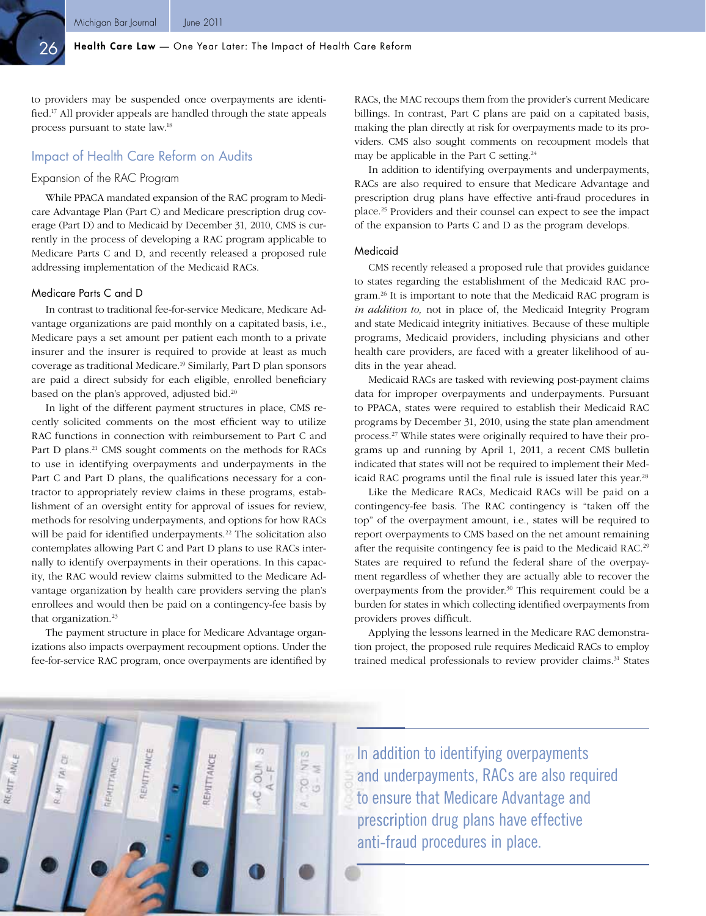to providers may be suspended once overpayments are identified.[17] All provider appeals are handled through the state appeals process pursuant to state law.[18]

## Impact of Health Care Reform on Audits

### Expansion of the RAC Program

While PPACA mandated expansion of the RAC program to Medicare Advantage Plan (Part C) and Medicare prescription drug coverage (Part D) and to Medicaid by December 31, 2010, CMS is currently in the process of developing a RAC program applicable to Medicare Parts C and D, and recently released a proposed rule addressing implementation of the Medicaid RACs.

#### Medicare Parts C and D

In contrast to traditional fee-for-service Medicare, Medicare Advantage organizations are paid monthly on a capitated basis, i.e., Medicare pays a set amount per patient each month to a private insurer and the insurer is required to provide at least as much coverage as traditional Medicare.[19] Similarly, Part D plan sponsors are paid a direct subsidy for each eligible, enrolled beneficiary based on the plan's approved, adjusted bid.[20]

In light of the different payment structures in place, CMS recently solicited comments on the most efficient way to utilize RAC functions in connection with reimbursement to Part C and Part D plans.[21] CMS sought comments on the methods for RACs to use in identifying overpayments and underpayments in the Part C and Part D plans, the qualifications necessary for a contractor to appropriately review claims in these programs, establishment of an oversight entity for approval of issues for review, methods for resolving underpayments, and options for how RACs will be paid for identified underpayments.[22] The solicitation also contemplates allowing Part C and Part D plans to use RACs internally to identify overpayments in their operations. In this capacity, the RAC would review claims submitted to the Medicare Advantage organization by health care providers serving the plan's enrollees and would then be paid on a contingency-fee basis by that organization.[23]

The payment structure in place for Medicare Advantage organizations also impacts overpayment recoupment options. Under the fee-for-service RAC program, once overpayments are identified by RACs, the MAC recoups them from the provider's current Medicare billings. In contrast, Part C plans are paid on a capitated basis, making the plan directly at risk for overpayments made to its providers. CMS also sought comments on recoupment models that may be applicable in the Part C setting.[24]

In addition to identifying overpayments and underpayments, RACs are also required to ensure that Medicare Advantage and prescription drug plans have effective anti-fraud procedures in place.[25] Providers and their counsel can expect to see the impact of the expansion to Parts C and D as the program develops.

#### Medicaid

CMS recently released a proposed rule that provides guidance to states regarding the establishment of the Medicaid RAC program.[26] It is important to note that the Medicaid RAC program is *in addition to,* not in place of, the Medicaid Integrity Program and state Medicaid integrity initiatives. Because of these multiple programs, Medicaid providers, including physicians and other health care providers, are faced with a greater likelihood of audits in the year ahead.

Medicaid RACs are tasked with reviewing post-payment claims data for improper overpayments and underpayments. Pursuant to PPACA, states were required to establish their Medicaid RAC programs by December 31, 2010, using the state plan amendment process.[27] While states were originally required to have their programs up and running by April 1, 2011, a recent CMS bulletin indicated that states will not be required to implement their Medicaid RAC programs until the final rule is issued later this year.[28]

Like the Medicare RACs, Medicaid RACs will be paid on a contingency-fee basis. The RAC contingency is "taken off the top" of the overpayment amount, i.e., states will be required to report overpayments to CMS based on the net amount remaining after the requisite contingency fee is paid to the Medicaid RAC.[29] States are required to refund the federal share of the overpayment regardless of whether they are actually able to recover the overpayments from the provider.[30] This requirement could be a burden for states in which collecting identified overpayments from providers proves difficult.

Applying the lessons learned in the Medicare RAC demonstration project, the proposed rule requires Medicaid RACs to employ trained medical professionals to review provider claims.[31] States

> In addition to identifying overpayments and underpayments, RACs are also required to ensure that Medicare Advantage and prescription drug plans have effective anti-fraud procedures in place.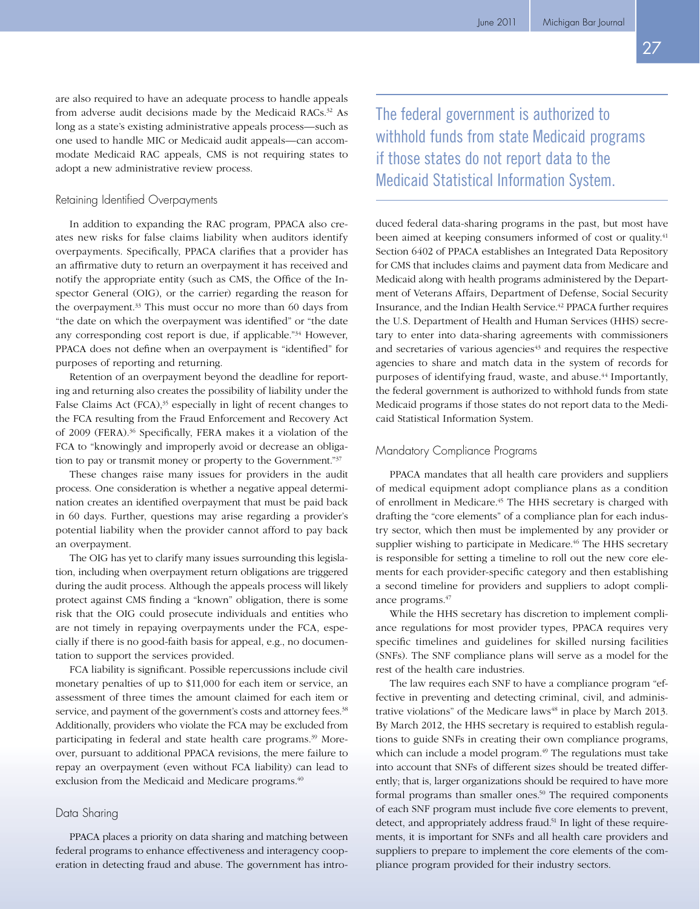are also required to have an adequate process to handle appeals from adverse audit decisions made by the Medicaid RACs.[32] As long as a state's existing administrative appeals process—such as one used to handle MIC or Medicaid audit appeals—can accommodate Medicaid RAC appeals, CMS is not requiring states to adopt a new administrative review process.

## Retaining Identified Overpayments

In addition to expanding the RAC program, PPACA also creates new risks for false claims liability when auditors identify overpayments. Specifically, PPACA clarifies that a provider has an affirmative duty to return an overpayment it has received and notify the appropriate entity (such as CMS, the Office of the Inspector General (OIG), or the carrier) regarding the reason for the overpayment.[33] This must occur no more than 60 days from "the date on which the overpayment was identified" or "the date any corresponding cost report is due, if applicable."[34] However, PPACA does not define when an overpayment is "identified" for purposes of reporting and returning.

Retention of an overpayment beyond the deadline for reporting and returning also creates the possibility of liability under the False Claims Act (FCA),[35] especially in light of recent changes to the FCA resulting from the Fraud Enforcement and Recovery Act of 2009 (FERA).[36] Specifically, FERA makes it a violation of the FCA to "knowingly and improperly avoid or decrease an obligation to pay or transmit money or property to the Government."[37]

These changes raise many issues for providers in the audit process. One consideration is whether a negative appeal determination creates an identified overpayment that must be paid back in 60 days. Further, questions may arise regarding a provider's potential liability when the provider cannot afford to pay back an overpayment.

The OIG has yet to clarify many issues surrounding this legislation, including when overpayment return obligations are triggered during the audit process. Although the appeals process will likely protect against CMS finding a "known" obligation, there is some risk that the OIG could prosecute individuals and entities who are not timely in repaying overpayments under the FCA, especially if there is no good-faith basis for appeal, e.g., no documentation to support the services provided.

FCA liability is significant. Possible repercussions include civil monetary penalties of up to $11,000 for each item or service, an assessment of three times the amount claimed for each item or service, and payment of the government's costs and attorney fees.[38] Additionally, providers who violate the FCA may be excluded from participating in federal and state health care programs.[39] Moreover, pursuant to additional PPACA revisions, the mere failure to repay an overpayment (even without FCA liability) can lead to exclusion from the Medicaid and Medicare programs.[40]

## Data Sharing

PPACA places a priority on data sharing and matching between federal programs to enhance effectiveness and interagency cooperation in detecting fraud and abuse. The government has introduced federal data-sharing programs in the past, but most have been aimed at keeping consumers informed of cost or quality.[41] Section 6402 of PPACA establishes an Integrated Data Repository for CMS that includes claims and payment data from Medicare and Medicaid along with health programs administered by the Department of Veterans Affairs, Department of Defense, Social Security Insurance, and the Indian Health Service.[42] PPACA further requires the U.S. Department of Health and Human Services (HHS) secretary to enter into data-sharing agreements with commissioners and secretaries of various agencies[43] and requires the respective agencies to share and match data in the system of records for purposes of identifying fraud, waste, and abuse.[44] Importantly, the federal government is authorized to withhold funds from state Medicaid programs if those states do not report data to the Medicaid Statistical Information System.

> The federal government is authorized to withhold funds from state Medicaid programs if those states do not report data to the Medicaid Statistical Information System.

## Mandatory Compliance Programs

PPACA mandates that all health care providers and suppliers of medical equipment adopt compliance plans as a condition of enrollment in Medicare.[45] The HHS secretary is charged with drafting the "core elements" of a compliance plan for each industry sector, which then must be implemented by any provider or supplier wishing to participate in Medicare.[46] The HHS secretary is responsible for setting a timeline to roll out the new core elements for each provider-specific category and then establishing a second timeline for providers and suppliers to adopt compliance programs.[47]

While the HHS secretary has discretion to implement compliance regulations for most provider types, PPACA requires very specific timelines and guidelines for skilled nursing facilities (SNFs). The SNF compliance plans will serve as a model for the rest of the health care industries.

The law requires each SNF to have a compliance program "effective in preventing and detecting criminal, civil, and administrative violations" of the Medicare laws[48] in place by March 2013. By March 2012, the HHS secretary is required to establish regulations to guide SNFs in creating their own compliance programs, which can include a model program.[49] The regulations must take into account that SNFs of different sizes should be treated differently; that is, larger organizations should be required to have more formal programs than smaller ones.[50] The required components of each SNF program must include five core elements to prevent, detect, and appropriately address fraud.[51] In light of these requirements, it is important for SNFs and all health care providers and suppliers to prepare to implement the core elements of the compliance program provided for their industry sectors.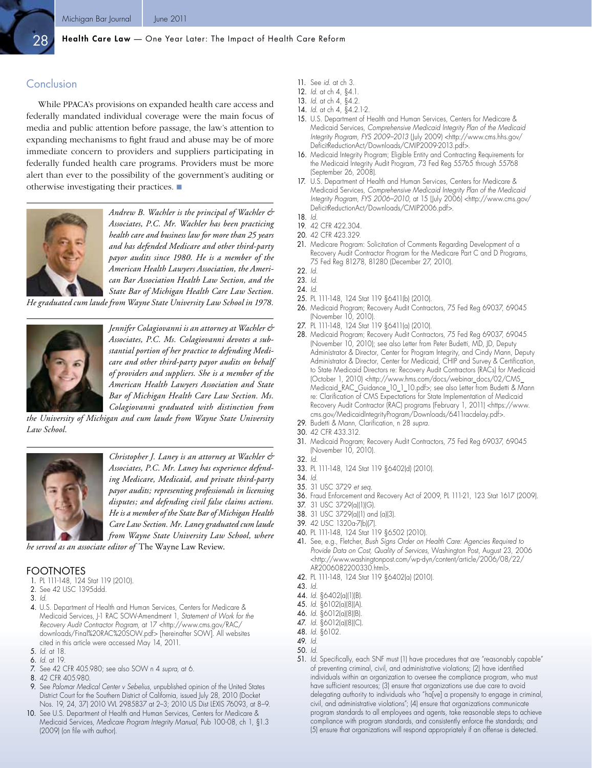## Conclusion

While PPACA's provisions on expanded health care access and federally mandated individual coverage were the main focus of media and public attention before passage, the law's attention to expanding mechanisms to fight fraud and abuse may be of more immediate concern to providers and suppliers participating in federally funded health care programs. Providers must be more alert than ever to the possibility of the government's auditing or otherwise investigating their practices. ■

*Andrew B. Wachler is the principal of Wachler & Associates, P.C. Mr. Wachler has been practicing health care and business law for more than 25 years and has defended Medicare and other third-party payor audits since 1980. He is a member of the American Health Lawyers Association, the American Bar Association Health Law Section, and the State Bar of Michigan Health Care Law Section. He graduated cum laude from Wayne State University Law School in 1978.*

*Jennifer Colagiovanni is an attorney at Wachler & Associates, P.C. Ms. Colagiovanni devotes a substantial portion of her practice to defending Medicare and other third-party payor audits on behalf of providers and suppliers. She is a member of the American Health Lawyers Association and State Bar of Michigan Health Care Law Section. Ms. Colagiovanni graduated with distinction from the University of Michigan and cum laude from Wayne State University Law School.*

*Christopher J. Laney is an attorney at Wachler & Associates, P.C. Mr. Laney has experience defending Medicare, Medicaid, and private third-party payor audits; representing professionals in licensing disputes; and defending civil false claims actions. He is a member of the State Bar of Michigan Health Care Law Section. Mr. Laney graduated cum laude from Wayne State University Law School, where he served as an associate editor of* The Wayne Law Review.

## FOOTNOTES

1. PL 111-148, 124 Stat 119 (2010).
2. See 42 USC 1395ddd.
3. *Id.*
4. U.S. Department of Health and Human Services, Centers for Medicare & Medicaid Services, J-1 RAC SOW-Amendment 1, *Statement of Work for the Recovery Audit Contractor Program,* at 17 <http://www.cms.gov/RAC/downloads/Final%20RAC%20SOW.pdf> [hereinafter SOW]. All websites cited in this article were accessed May 14, 2011.
5. *Id.* at 18.
6. *Id.* at 19.
7. See 42 CFR 405.980; see also SOW n 4 *supra,* at 6.
8. 42 CFR 405.980.
9. See *Palomar Medical Center v Sebelius,* unpublished opinion of the United States District Court for the Southern District of California, issued July 28, 2010 (Docket Nos. 19, 24, 37) 2010 WL 2985837 at 2–3; 2010 US Dist LEXIS 76093, at 8–9.
10. See U.S. Department of Health and Human Services, Centers for Medicare & Medicaid Services, *Medicare Program Integrity Manual,* Pub 100-08, ch 1, §1.3 (2009) (on file with author).
11. See *id.* at ch 3.
12. *Id.* at ch 4, §4.1.
13. *Id.* at ch 4, §4.2.
14. *Id.* at ch 4, §4.2.1-2.
15. U.S. Department of Health and Human Services, Centers for Medicare & Medicaid Services, *Comprehensive Medicaid Integrity Plan of the Medicaid Integrity Program, FYS 2009–2013* (July 2009) <http://www.cms.hhs.gov/DeficitReductionAct/Downloads/CMIP2009-2013.pdf>.
16. Medicaid Integrity Program; Eligible Entity and Contracting Requirements for the Medicaid Integrity Audit Program, 73 Fed Reg 55765 through 55768 (September 26, 2008).
17. U.S. Department of Health and Human Services, Centers for Medicare & Medicaid Services, *Comprehensive Medicaid Integrity Plan of the Medicaid Integrity Program, FYS 2006–2010,* at 15 (July 2006) <http://www.cms.gov/DeficitReductionAct/Downloads/CMIP2006.pdf>.
18. *Id.*
19. 42 CFR 422.304.
20. 42 CFR 423.329.
21. Medicare Program: Solicitation of Comments Regarding Development of a Recovery Audit Contractor Program for the Medicare Part C and D Programs, 75 Fed Reg 81278, 81280 (December 27, 2010).
22. *Id.*
23. *Id.*
24. *Id.*
25. PL 111-148, 124 Stat 119 §6411(b) (2010).
26. Medicaid Program; Recovery Audit Contractors, 75 Fed Reg 69037, 69045 (November 10, 2010).
27. PL 111-148, 124 Stat 119 §6411(a) (2010).
28. Medicaid Program; Recovery Audit Contractors, 75 Fed Reg 69037, 69045 (November 10, 2010); see also Letter from Peter Budetti, MD, JD, Deputy Administrator & Director, Center for Program Integrity, and Cindy Mann, Deputy Administrator & Director, Center for Medicaid, CHIP and Survey & Certification, to State Medicaid Directors re: Recovery Audit Contractors (RACs) for Medicaid (October 1, 2010) <http://www.hms.com/docs/webinar_docs/02/CMS_Medicaid_RAC_Guidance_10_1_10.pdf>; see also Letter from Budetti & Mann re: Clarification of CMS Expectations for State Implementation of Medicaid Recovery Audit Contractor (RAC) programs (February 1, 2011) <https://www.cms.gov/MedicaidIntegrityProgram/Downloads/6411racdelay.pdf>.
29. Budetti & Mann, Clarification, n 28 *supra.*
30. 42 CFR 433.312.
31. Medicaid Program; Recovery Audit Contractors, 75 Fed Reg 69037, 69045 (November 10, 2010).
32. *Id.*
33. PL 111-148, 124 Stat 119 §6402(d) (2010).
34. *Id.*
35. 31 USC 3729 *et seq.*
36. Fraud Enforcement and Recovery Act of 2009, PL 111-21, 123 Stat 1617 (2009).
37. 31 USC 3729(a)(1)(G).
38. 31 USC 3729(a)(1) and (a)(3).
39. 42 USC 1320a-7(b)(7).
40. PL 111-148, 124 Stat 119 §6502 (2010).
41. See, e.g., Fletcher, *Bush Signs Order on Health Care: Agencies Required to Provide Data on Cost, Quality of Services,* Washington Post, August 23, 2006 <http://www.washingtonpost.com/wp-dyn/content/article/2006/08/22/AR2006082200330.html>.
42. PL 111-148, 124 Stat 119 §6402(a) (2010).
43. *Id.*
44. *Id.* §6402(a)(1)(B).
45. *Id.* §6102(a)(8)(A).
46. *Id.* §6012(a)(8)(B).
47. *Id.* §6012(a)(8)(C).
48. *Id.* §6102.
49. *Id.*
50. *Id.*
51. *Id.* Specifically, each SNF must (1) have procedures that are "reasonably capable" of preventing criminal, civil, and administrative violations; (2) have identified individuals within an organization to oversee the compliance program, who must have sufficient resources; (3) ensure that organizations use due care to avoid delegating authority to individuals who "ha[ve] a propensity to engage in criminal, civil, and administrative violations"; (4) ensure that organizations communicate program standards to all employees and agents, take reasonable steps to achieve compliance with program standards, and consistently enforce the standards; and (5) ensure that organizations will respond appropriately if an offense is detected.